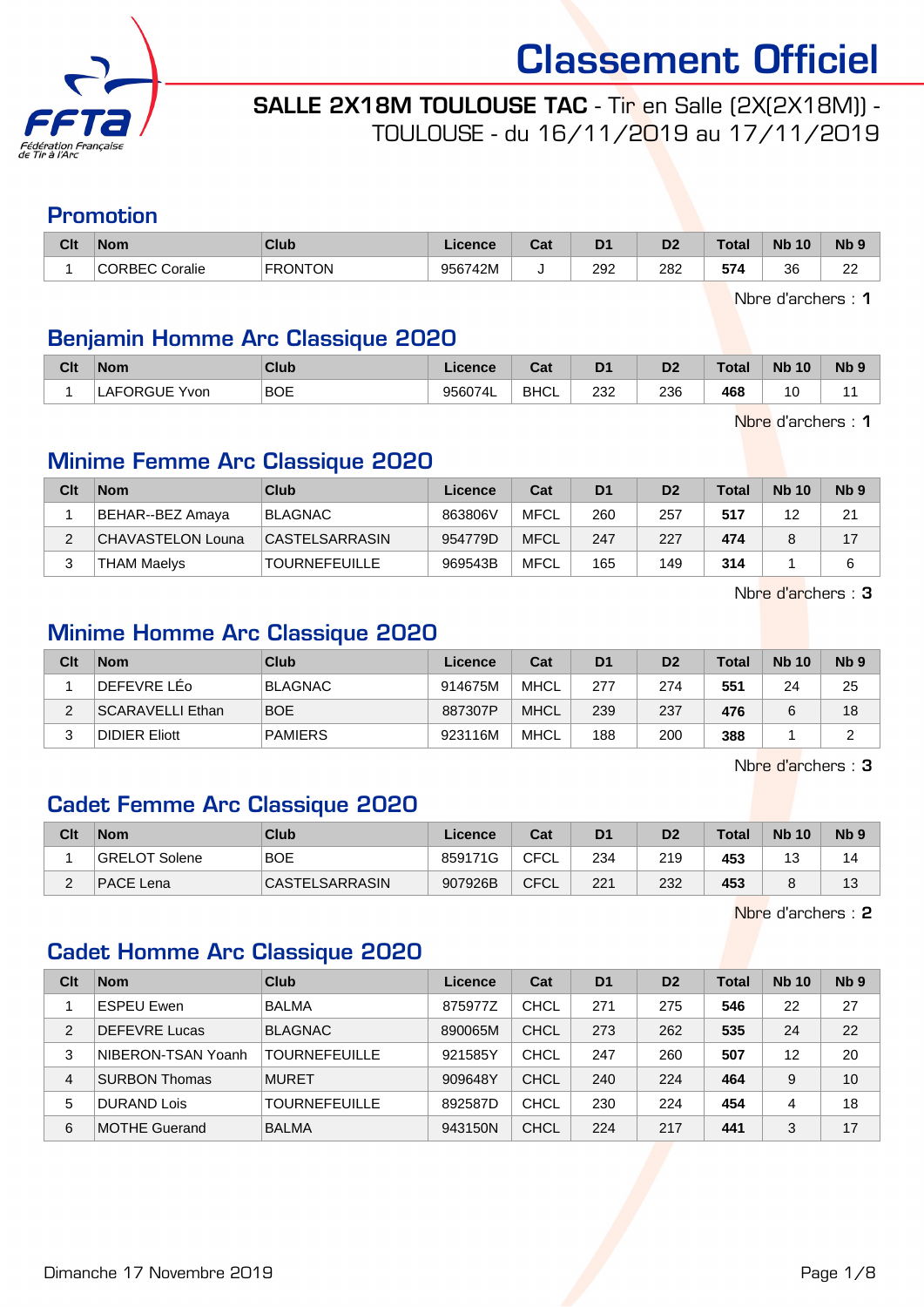# Classement Officiel

**SALLE 2X18M TOULOUSE TAC** - Tir en Salle (2X(2X18M)) - TOULOUSE - du 16/11/2019 au 17/11/2019

## Promotion

| Clt | Nom | Club | Licence | Cat | D1 | D2 | Total | Nb 10 | Nb 9 |
|---|---|---|---|---|---|---|---|---|---|
| 1 | CORBEC Coralie | FRONTON | 956742M | J | 292 | 282 | **574** | 36 | 22 |

Nbre d'archers : **1**

## Benjamin Homme Arc Classique 2020

| Clt | Nom | Club | Licence | Cat | D1 | D2 | Total | Nb 10 | Nb 9 |
|---|---|---|---|---|---|---|---|---|---|
| 1 | LAFORGUE Yvon | BOE | 956074L | BHCL | 232 | 236 | **468** | 10 | 11 |

Nbre d'archers : **1**

## Minime Femme Arc Classique 2020

| Clt | Nom | Club | Licence | Cat | D1 | D2 | Total | Nb 10 | Nb 9 |
|---|---|---|---|---|---|---|---|---|---|
| 1 | BEHAR--BEZ Amaya | BLAGNAC | 863806V | MFCL | 260 | 257 | **517** | 12 | 21 |
| 2 | CHAVASTELON Louna | CASTELSARRASIN | 954779D | MFCL | 247 | 227 | **474** | 8 | 17 |
| 3 | THAM Maelys | TOURNEFEUILLE | 969543B | MFCL | 165 | 149 | **314** | 1 | 6 |

Nbre d'archers : **3**

## Minime Homme Arc Classique 2020

| Clt | Nom | Club | Licence | Cat | D1 | D2 | Total | Nb 10 | Nb 9 |
|---|---|---|---|---|---|---|---|---|---|
| 1 | DEFEVRE LÉo | BLAGNAC | 914675M | MHCL | 277 | 274 | **551** | 24 | 25 |
| 2 | SCARAVELLI Ethan | BOE | 887307P | MHCL | 239 | 237 | **476** | 6 | 18 |
| 3 | DIDIER Eliott | PAMIERS | 923116M | MHCL | 188 | 200 | **388** | 1 | 2 |

Nbre d'archers : **3**

## Cadet Femme Arc Classique 2020

| Clt | Nom | Club | Licence | Cat | D1 | D2 | Total | Nb 10 | Nb 9 |
|---|---|---|---|---|---|---|---|---|---|
| 1 | GRELOT Solene | BOE | 859171G | CFCL | 234 | 219 | **453** | 13 | 14 |
| 2 | PACE Lena | CASTELSARRASIN | 907926B | CFCL | 221 | 232 | **453** | 8 | 13 |

Nbre d'archers : **2**

## Cadet Homme Arc Classique 2020

| Clt | Nom | Club | Licence | Cat | D1 | D2 | Total | Nb 10 | Nb 9 |
|---|---|---|---|---|---|---|---|---|---|
| 1 | ESPEU Ewen | BALMA | 875977Z | CHCL | 271 | 275 | **546** | 22 | 27 |
| 2 | DEFEVRE Lucas | BLAGNAC | 890065M | CHCL | 273 | 262 | **535** | 24 | 22 |
| 3 | NIBERON-TSAN Yoanh | TOURNEFEUILLE | 921585Y | CHCL | 247 | 260 | **507** | 12 | 20 |
| 4 | SURBON Thomas | MURET | 909648Y | CHCL | 240 | 224 | **464** | 9 | 10 |
| 5 | DURAND Lois | TOURNEFEUILLE | 892587D | CHCL | 230 | 224 | **454** | 4 | 18 |
| 6 | MOTHE Guerand | BALMA | 943150N | CHCL | 224 | 217 | **441** | 3 | 17 |

Dimanche 17 Novembre 2019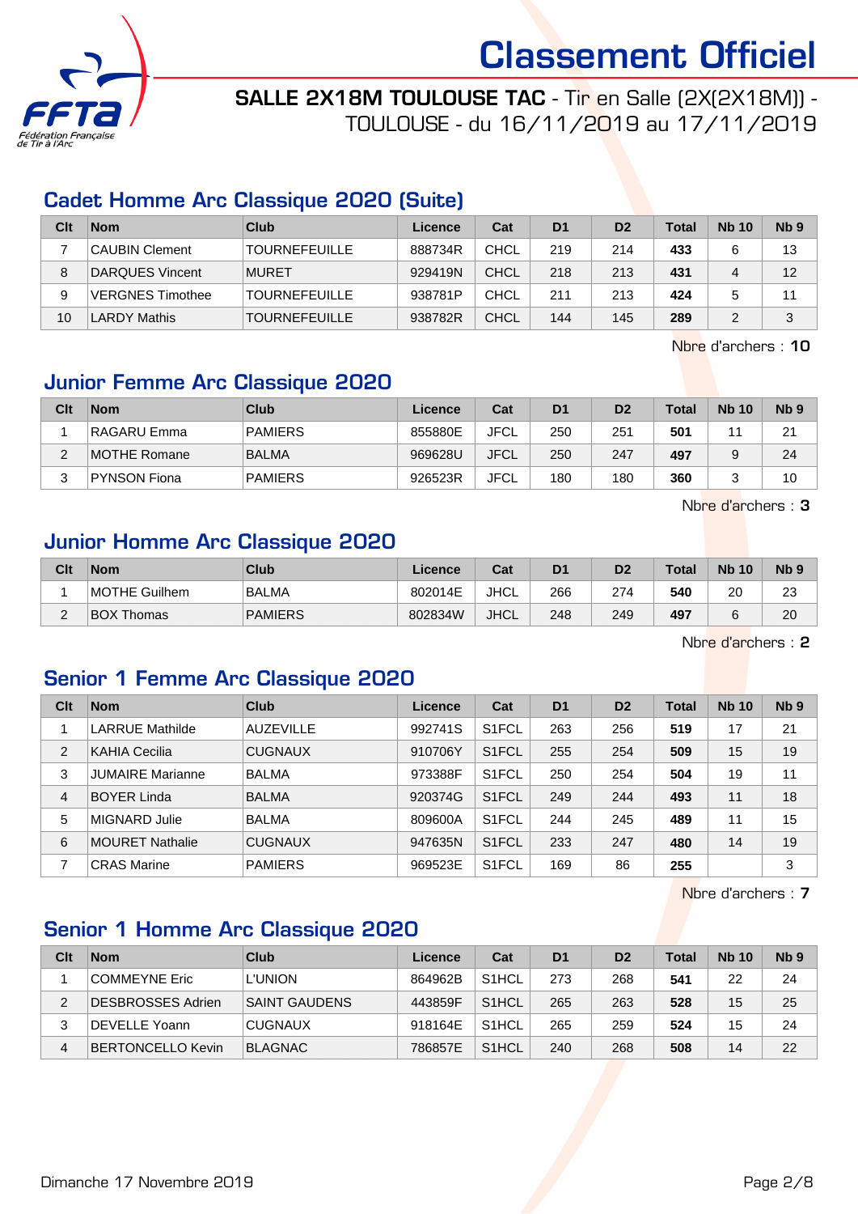# Classement Officiel

**SALLE 2X18M TOULOUSE TAC** - Tir en Salle (2X(2X18M)) - TOULOUSE - du 16/11/2019 au 17/11/2019

## Cadet Homme Arc Classique 2020 (Suite)

| Clt | Nom | Club | Licence | Cat | D1 | D2 | Total | Nb 10 | Nb 9 |
|---|---|---|---|---|---|---|---|---|---|
| 7 | CAUBIN Clement | TOURNEFEUILLE | 888734R | CHCL | 219 | 214 | **433** | 6 | 13 |
| 8 | DARQUES Vincent | MURET | 929419N | CHCL | 218 | 213 | **431** | 4 | 12 |
| 9 | VERGNES Timothee | TOURNEFEUILLE | 938781P | CHCL | 211 | 213 | **424** | 5 | 11 |
| 10 | LARDY Mathis | TOURNEFEUILLE | 938782R | CHCL | 144 | 145 | **289** | 2 | 3 |

Nbre d'archers : **10**

## Junior Femme Arc Classique 2020

| Clt | Nom | Club | Licence | Cat | D1 | D2 | Total | Nb 10 | Nb 9 |
|---|---|---|---|---|---|---|---|---|---|
| 1 | RAGARU Emma | PAMIERS | 855880E | JFCL | 250 | 251 | **501** | 11 | 21 |
| 2 | MOTHE Romane | BALMA | 969628U | JFCL | 250 | 247 | **497** | 9 | 24 |
| 3 | PYNSON Fiona | PAMIERS | 926523R | JFCL | 180 | 180 | **360** | 3 | 10 |

Nbre d'archers : **3**

## Junior Homme Arc Classique 2020

| Clt | Nom | Club | Licence | Cat | D1 | D2 | Total | Nb 10 | Nb 9 |
|---|---|---|---|---|---|---|---|---|---|
| 1 | MOTHE Guilhem | BALMA | 802014E | JHCL | 266 | 274 | **540** | 20 | 23 |
| 2 | BOX Thomas | PAMIERS | 802834W | JHCL | 248 | 249 | **497** | 6 | 20 |

Nbre d'archers : **2**

## Senior 1 Femme Arc Classique 2020

| Clt | Nom | Club | Licence | Cat | D1 | D2 | Total | Nb 10 | Nb 9 |
|---|---|---|---|---|---|---|---|---|---|
| 1 | LARRUE Mathilde | AUZEVILLE | 992741S | S1FCL | 263 | 256 | **519** | 17 | 21 |
| 2 | KAHIA Cecilia | CUGNAUX | 910706Y | S1FCL | 255 | 254 | **509** | 15 | 19 |
| 3 | JUMAIRE Marianne | BALMA | 973388F | S1FCL | 250 | 254 | **504** | 19 | 11 |
| 4 | BOYER Linda | BALMA | 920374G | S1FCL | 249 | 244 | **493** | 11 | 18 |
| 5 | MIGNARD Julie | BALMA | 809600A | S1FCL | 244 | 245 | **489** | 11 | 15 |
| 6 | MOURET Nathalie | CUGNAUX | 947635N | S1FCL | 233 | 247 | **480** | 14 | 19 |
| 7 | CRAS Marine | PAMIERS | 969523E | S1FCL | 169 | 86 | **255** | | 3 |

Nbre d'archers : **7**

## Senior 1 Homme Arc Classique 2020

| Clt | Nom | Club | Licence | Cat | D1 | D2 | Total | Nb 10 | Nb 9 |
|---|---|---|---|---|---|---|---|---|---|
| 1 | COMMEYNE Eric | L'UNION | 864962B | S1HCL | 273 | 268 | **541** | 22 | 24 |
| 2 | DESBROSSES Adrien | SAINT GAUDENS | 443859F | S1HCL | 265 | 263 | **528** | 15 | 25 |
| 3 | DEVELLE Yoann | CUGNAUX | 918164E | S1HCL | 265 | 259 | **524** | 15 | 24 |
| 4 | BERTONCELLO Kevin | BLAGNAC | 786857E | S1HCL | 240 | 268 | **508** | 14 | 22 |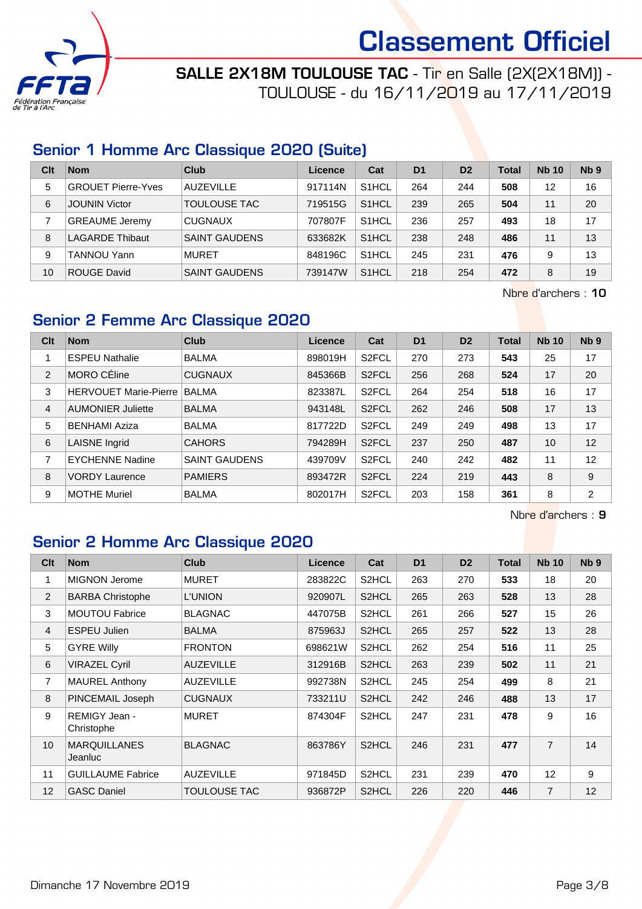# Classement Officiel

**SALLE 2X18M TOULOUSE TAC** - Tir en Salle (2X(2X18M)) - TOULOUSE - du 16/11/2019 au 17/11/2019

## Senior 1 Homme Arc Classique 2020 (Suite)

| Clt | Nom | Club | Licence | Cat | D1 | D2 | Total | Nb 10 | Nb 9 |
|---|---|---|---|---|---|---|---|---|---|
| 5 | GROUET Pierre-Yves | AUZEVILLE | 917114N | S1HCL | 264 | 244 | **508** | 12 | 16 |
| 6 | JOUNIN Victor | TOULOUSE TAC | 719515G | S1HCL | 239 | 265 | **504** | 11 | 20 |
| 7 | GREAUME Jeremy | CUGNAUX | 707807F | S1HCL | 236 | 257 | **493** | 18 | 17 |
| 8 | LAGARDE Thibaut | SAINT GAUDENS | 633682K | S1HCL | 238 | 248 | **486** | 11 | 13 |
| 9 | TANNOU Yann | MURET | 848196C | S1HCL | 245 | 231 | **476** | 9 | 13 |
| 10 | ROUGE David | SAINT GAUDENS | 739147W | S1HCL | 218 | 254 | **472** | 8 | 19 |

Nbre d'archers : **10**

## Senior 2 Femme Arc Classique 2020

| Clt | Nom | Club | Licence | Cat | D1 | D2 | Total | Nb 10 | Nb 9 |
|---|---|---|---|---|---|---|---|---|---|
| 1 | ESPEU Nathalie | BALMA | 898019H | S2FCL | 270 | 273 | **543** | 25 | 17 |
| 2 | MORO CÉline | CUGNAUX | 845366B | S2FCL | 256 | 268 | **524** | 17 | 20 |
| 3 | HERVOUET Marie-Pierre | BALMA | 823387L | S2FCL | 264 | 254 | **518** | 16 | 17 |
| 4 | AUMONIER Juliette | BALMA | 943148L | S2FCL | 262 | 246 | **508** | 17 | 13 |
| 5 | BENHAMI Aziza | BALMA | 817722D | S2FCL | 249 | 249 | **498** | 13 | 17 |
| 6 | LAISNE Ingrid | CAHORS | 794289H | S2FCL | 237 | 250 | **487** | 10 | 12 |
| 7 | EYCHENNE Nadine | SAINT GAUDENS | 439709V | S2FCL | 240 | 242 | **482** | 11 | 12 |
| 8 | VORDY Laurence | PAMIERS | 893472R | S2FCL | 224 | 219 | **443** | 8 | 9 |
| 9 | MOTHE Muriel | BALMA | 802017H | S2FCL | 203 | 158 | **361** | 8 | 2 |

Nbre d'archers : **9**

## Senior 2 Homme Arc Classique 2020

| Clt | Nom | Club | Licence | Cat | D1 | D2 | Total | Nb 10 | Nb 9 |
|---|---|---|---|---|---|---|---|---|---|
| 1 | MIGNON Jerome | MURET | 283822C | S2HCL | 263 | 270 | **533** | 18 | 20 |
| 2 | BARBA Christophe | L'UNION | 920907L | S2HCL | 265 | 263 | **528** | 13 | 28 |
| 3 | MOUTOU Fabrice | BLAGNAC | 447075B | S2HCL | 261 | 266 | **527** | 15 | 26 |
| 4 | ESPEU Julien | BALMA | 875963J | S2HCL | 265 | 257 | **522** | 13 | 28 |
| 5 | GYRE Willy | FRONTON | 698621W | S2HCL | 262 | 254 | **516** | 11 | 25 |
| 6 | VIRAZEL Cyril | AUZEVILLE | 312916B | S2HCL | 263 | 239 | **502** | 11 | 21 |
| 7 | MAUREL Anthony | AUZEVILLE | 992738N | S2HCL | 245 | 254 | **499** | 8 | 21 |
| 8 | PINCEMAIL Joseph | CUGNAUX | 733211U | S2HCL | 242 | 246 | **488** | 13 | 17 |
| 9 | REMIGY Jean - Christophe | MURET | 874304F | S2HCL | 247 | 231 | **478** | 9 | 16 |
| 10 | MARQUILLANES Jeanluc | BLAGNAC | 863786Y | S2HCL | 246 | 231 | **477** | 7 | 14 |
| 11 | GUILLAUME Fabrice | AUZEVILLE | 971845D | S2HCL | 231 | 239 | **470** | 12 | 9 |
| 12 | GASC Daniel | TOULOUSE TAC | 936872P | S2HCL | 226 | 220 | **446** | 7 | 12 |

Dimanche 17 Novembre 2019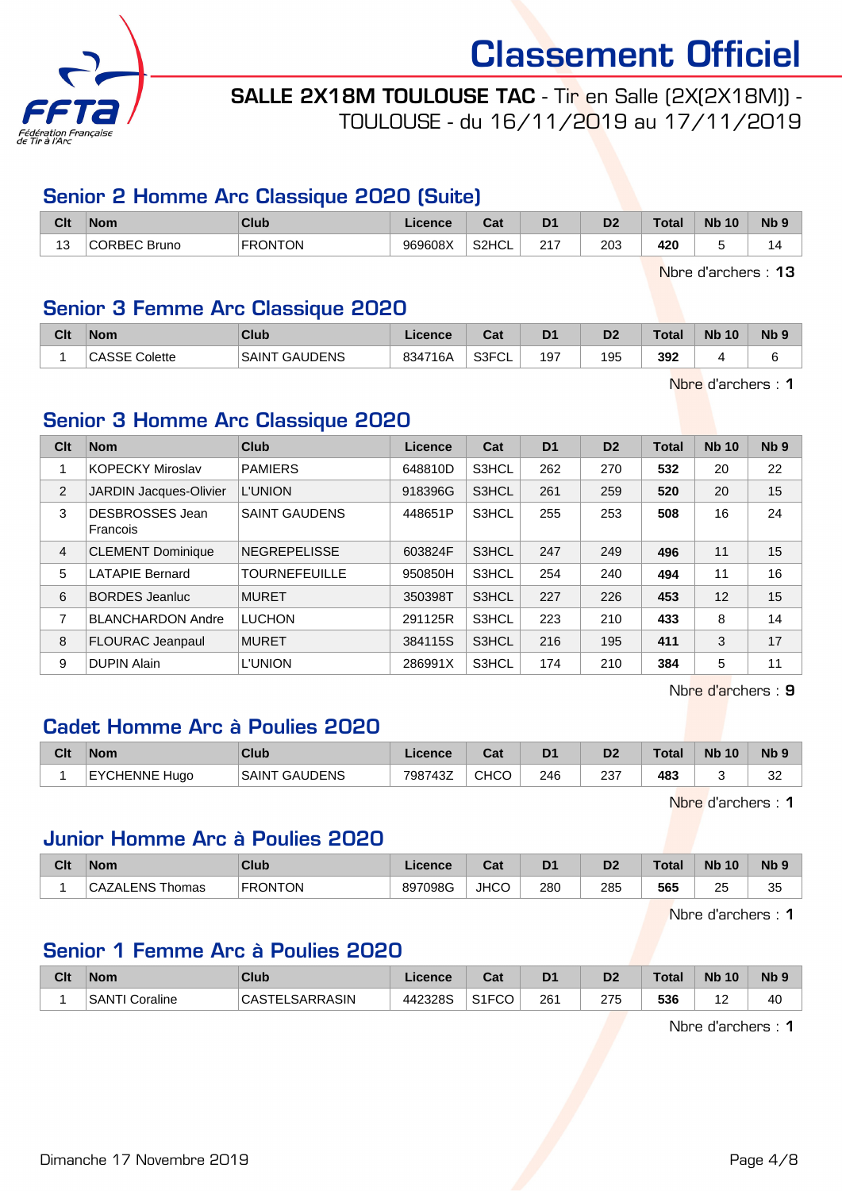# Classement Officiel

**SALLE 2X18M TOULOUSE TAC** - Tir en Salle (2X(2X18M)) - TOULOUSE - du 16/11/2019 au 17/11/2019

## Senior 2 Homme Arc Classique 2020 (Suite)

| Clt | Nom | Club | Licence | Cat | D1 | D2 | Total | Nb 10 | Nb 9 |
|---|---|---|---|---|---|---|---|---|---|
| 13 | CORBEC Bruno | FRONTON | 969608X | S2HCL | 217 | 203 | **420** | 5 | 14 |

Nbre d'archers : **13**

## Senior 3 Femme Arc Classique 2020

| Clt | Nom | Club | Licence | Cat | D1 | D2 | Total | Nb 10 | Nb 9 |
|---|---|---|---|---|---|---|---|---|---|
| 1 | CASSE Colette | SAINT GAUDENS | 834716A | S3FCL | 197 | 195 | **392** | 4 | 6 |

Nbre d'archers : **1**

## Senior 3 Homme Arc Classique 2020

| Clt | Nom | Club | Licence | Cat | D1 | D2 | Total | Nb 10 | Nb 9 |
|---|---|---|---|---|---|---|---|---|---|
| 1 | KOPECKY Miroslav | PAMIERS | 648810D | S3HCL | 262 | 270 | **532** | 20 | 22 |
| 2 | JARDIN Jacques-Olivier | L'UNION | 918396G | S3HCL | 261 | 259 | **520** | 20 | 15 |
| 3 | DESBROSSES Jean Francois | SAINT GAUDENS | 448651P | S3HCL | 255 | 253 | **508** | 16 | 24 |
| 4 | CLEMENT Dominique | NEGREPELISSE | 603824F | S3HCL | 247 | 249 | **496** | 11 | 15 |
| 5 | LATAPIE Bernard | TOURNEFEUILLE | 950850H | S3HCL | 254 | 240 | **494** | 11 | 16 |
| 6 | BORDES Jeanluc | MURET | 350398T | S3HCL | 227 | 226 | **453** | 12 | 15 |
| 7 | BLANCHARDON Andre | LUCHON | 291125R | S3HCL | 223 | 210 | **433** | 8 | 14 |
| 8 | FLOURAC Jeanpaul | MURET | 384115S | S3HCL | 216 | 195 | **411** | 3 | 17 |
| 9 | DUPIN Alain | L'UNION | 286991X | S3HCL | 174 | 210 | **384** | 5 | 11 |

Nbre d'archers : **9**

## Cadet Homme Arc à Poulies 2020

| Clt | Nom | Club | Licence | Cat | D1 | D2 | Total | Nb 10 | Nb 9 |
|---|---|---|---|---|---|---|---|---|---|
| 1 | EYCHENNE Hugo | SAINT GAUDENS | 798743Z | CHCO | 246 | 237 | **483** | 3 | 32 |

Nbre d'archers : **1**

## Junior Homme Arc à Poulies 2020

| Clt | Nom | Club | Licence | Cat | D1 | D2 | Total | Nb 10 | Nb 9 |
|---|---|---|---|---|---|---|---|---|---|
| 1 | CAZALENS Thomas | FRONTON | 897098G | JHCO | 280 | 285 | **565** | 25 | 35 |

Nbre d'archers : **1**

## Senior 1 Femme Arc à Poulies 2020

| Clt | Nom | Club | Licence | Cat | D1 | D2 | Total | Nb 10 | Nb 9 |
|---|---|---|---|---|---|---|---|---|---|
| 1 | SANTI Coraline | CASTELSARRASIN | 442328S | S1FCO | 261 | 275 | **536** | 12 | 40 |

Nbre d'archers : **1**

Dimanche 17 Novembre 2019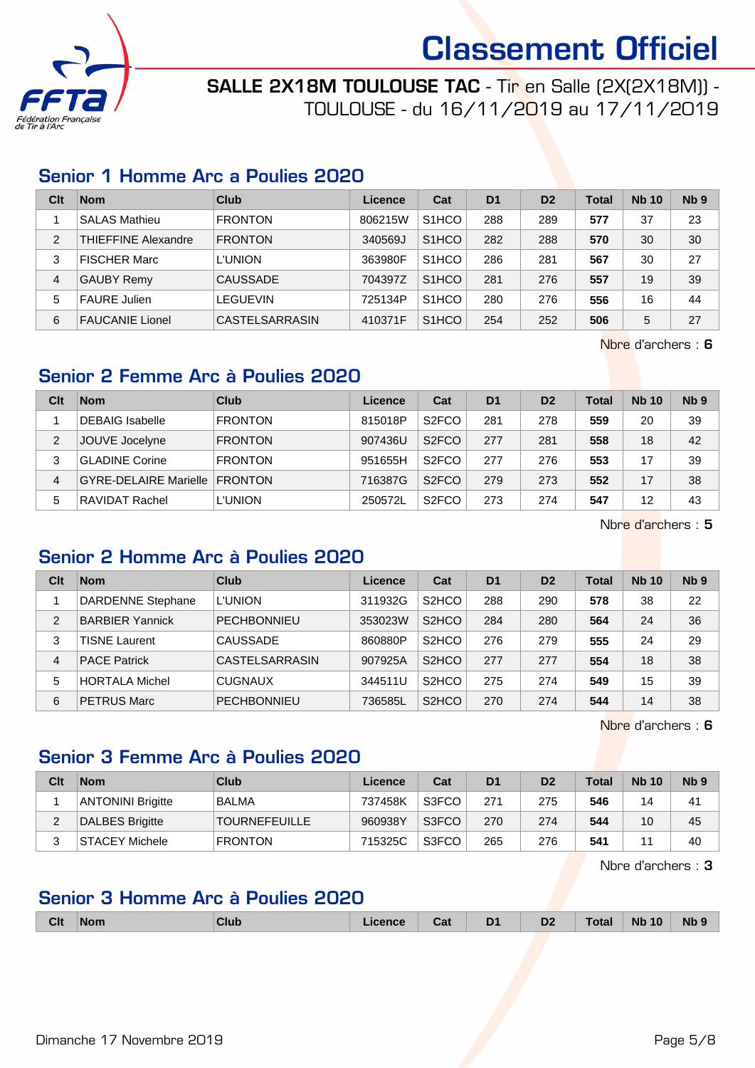# Classement Officiel

## SALLE 2X18M TOULOUSE TAC - Tir en Salle (2X(2X18M)) - TOULOUSE - du 16/11/2019 au 17/11/2019

### Senior 1 Homme Arc a Poulies 2020

| Clt | Nom | Club | Licence | Cat | D1 | D2 | Total | Nb 10 | Nb 9 |
|---|---|---|---|---|---|---|---|---|---|
| 1 | SALAS Mathieu | FRONTON | 806215W | S1HCO | 288 | 289 | **577** | 37 | 23 |
| 2 | THIEFFINE Alexandre | FRONTON | 340569J | S1HCO | 282 | 288 | **570** | 30 | 30 |
| 3 | FISCHER Marc | L'UNION | 363980F | S1HCO | 286 | 281 | **567** | 30 | 27 |
| 4 | GAUBY Remy | CAUSSADE | 704397Z | S1HCO | 281 | 276 | **557** | 19 | 39 |
| 5 | FAURE Julien | LEGUEVIN | 725134P | S1HCO | 280 | 276 | **556** | 16 | 44 |
| 6 | FAUCANIE Lionel | CASTELSARRASIN | 410371F | S1HCO | 254 | 252 | **506** | 5 | 27 |

Nbre d'archers : **6**

### Senior 2 Femme Arc à Poulies 2020

| Clt | Nom | Club | Licence | Cat | D1 | D2 | Total | Nb 10 | Nb 9 |
|---|---|---|---|---|---|---|---|---|---|
| 1 | DEBAIG Isabelle | FRONTON | 815018P | S2FCO | 281 | 278 | **559** | 20 | 39 |
| 2 | JOUVE Jocelyne | FRONTON | 907436U | S2FCO | 277 | 281 | **558** | 18 | 42 |
| 3 | GLADINE Corine | FRONTON | 951655H | S2FCO | 277 | 276 | **553** | 17 | 39 |
| 4 | GYRE-DELAIRE Marielle | FRONTON | 716387G | S2FCO | 279 | 273 | **552** | 17 | 38 |
| 5 | RAVIDAT Rachel | L'UNION | 250572L | S2FCO | 273 | 274 | **547** | 12 | 43 |

Nbre d'archers : **5**

### Senior 2 Homme Arc à Poulies 2020

| Clt | Nom | Club | Licence | Cat | D1 | D2 | Total | Nb 10 | Nb 9 |
|---|---|---|---|---|---|---|---|---|---|
| 1 | DARDENNE Stephane | L'UNION | 311932G | S2HCO | 288 | 290 | **578** | 38 | 22 |
| 2 | BARBIER Yannick | PECHBONNIEU | 353023W | S2HCO | 284 | 280 | **564** | 24 | 36 |
| 3 | TISNE Laurent | CAUSSADE | 860880P | S2HCO | 276 | 279 | **555** | 24 | 29 |
| 4 | PACE Patrick | CASTELSARRASIN | 907925A | S2HCO | 277 | 277 | **554** | 18 | 38 |
| 5 | HORTALA Michel | CUGNAUX | 344511U | S2HCO | 275 | 274 | **549** | 15 | 39 |
| 6 | PETRUS Marc | PECHBONNIEU | 736585L | S2HCO | 270 | 274 | **544** | 14 | 38 |

Nbre d'archers : **6**

### Senior 3 Femme Arc à Poulies 2020

| Clt | Nom | Club | Licence | Cat | D1 | D2 | Total | Nb 10 | Nb 9 |
|---|---|---|---|---|---|---|---|---|---|
| 1 | ANTONINI Brigitte | BALMA | 737458K | S3FCO | 271 | 275 | **546** | 14 | 41 |
| 2 | DALBES Brigitte | TOURNEFEUILLE | 960938Y | S3FCO | 270 | 274 | **544** | 10 | 45 |
| 3 | STACEY Michele | FRONTON | 715325C | S3FCO | 265 | 276 | **541** | 11 | 40 |

Nbre d'archers : **3**

### Senior 3 Homme Arc à Poulies 2020

| Clt | Nom | Club | Licence | Cat | D1 | D2 | Total | Nb 10 | Nb 9 |
|---|---|---|---|---|---|---|---|---|---|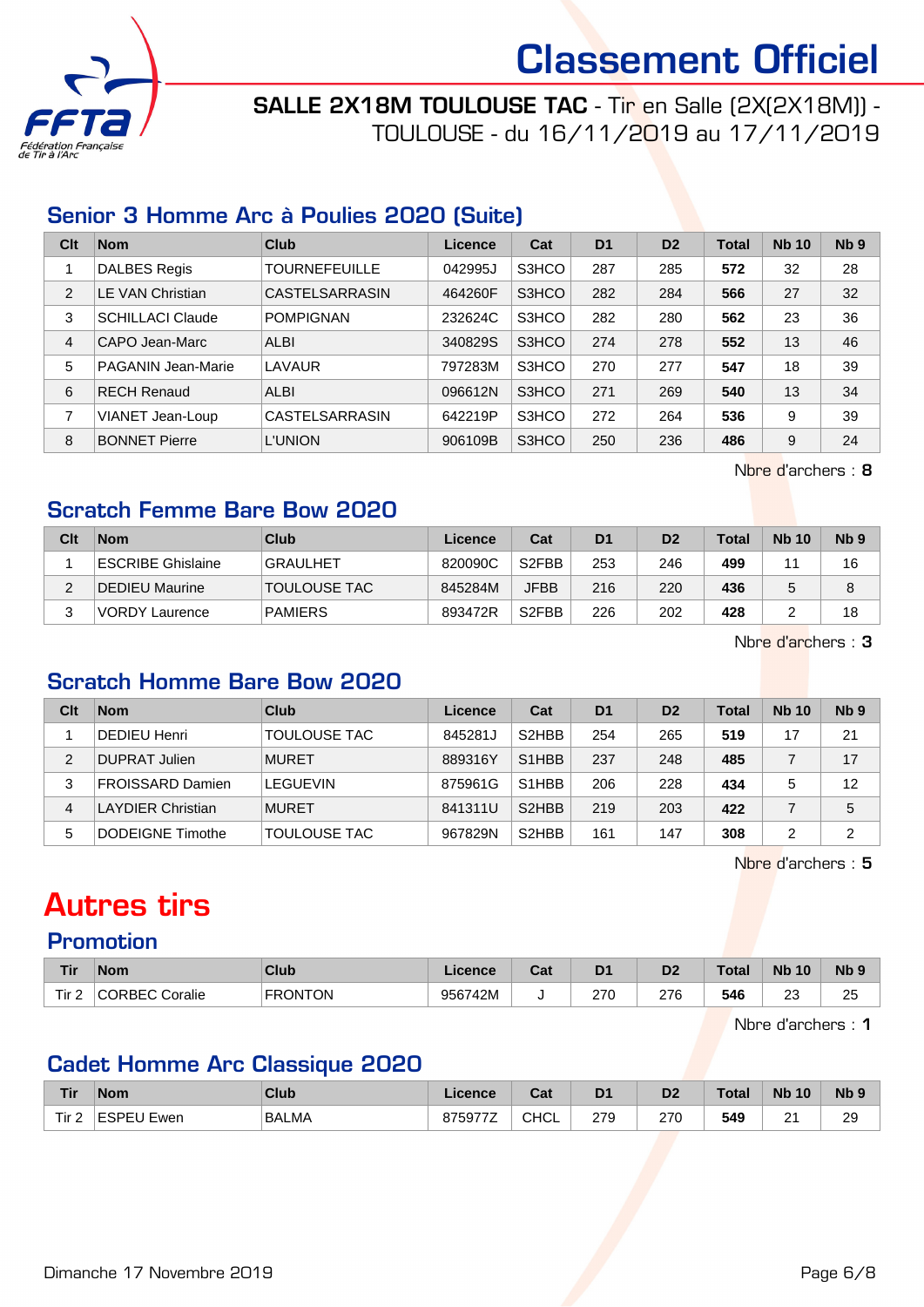# Classement Officiel

**SALLE 2X18M TOULOUSE TAC** - Tir en Salle (2X(2X18M)) - TOULOUSE - du 16/11/2019 au 17/11/2019

## Senior 3 Homme Arc à Poulies 2020 (Suite)

| Clt | Nom | Club | Licence | Cat | D1 | D2 | Total | Nb 10 | Nb 9 |
|---|---|---|---|---|---|---|---|---|---|
| 1 | DALBES Regis | TOURNEFEUILLE | 042995J | S3HCO | 287 | 285 | **572** | 32 | 28 |
| 2 | LE VAN Christian | CASTELSARRASIN | 464260F | S3HCO | 282 | 284 | **566** | 27 | 32 |
| 3 | SCHILLACI Claude | POMPIGNAN | 232624C | S3HCO | 282 | 280 | **562** | 23 | 36 |
| 4 | CAPO Jean-Marc | ALBI | 340829S | S3HCO | 274 | 278 | **552** | 13 | 46 |
| 5 | PAGANIN Jean-Marie | LAVAUR | 797283M | S3HCO | 270 | 277 | **547** | 18 | 39 |
| 6 | RECH Renaud | ALBI | 096612N | S3HCO | 271 | 269 | **540** | 13 | 34 |
| 7 | VIANET Jean-Loup | CASTELSARRASIN | 642219P | S3HCO | 272 | 264 | **536** | 9 | 39 |
| 8 | BONNET Pierre | L'UNION | 906109B | S3HCO | 250 | 236 | **486** | 9 | 24 |

Nbre d'archers : **8**

## Scratch Femme Bare Bow 2020

| Clt | Nom | Club | Licence | Cat | D1 | D2 | Total | Nb 10 | Nb 9 |
|---|---|---|---|---|---|---|---|---|---|
| 1 | ESCRIBE Ghislaine | GRAULHET | 820090C | S2FBB | 253 | 246 | **499** | 11 | 16 |
| 2 | DEDIEU Maurine | TOULOUSE TAC | 845284M | JFBB | 216 | 220 | **436** | 5 | 8 |
| 3 | VORDY Laurence | PAMIERS | 893472R | S2FBB | 226 | 202 | **428** | 2 | 18 |

Nbre d'archers : **3**

## Scratch Homme Bare Bow 2020

| Clt | Nom | Club | Licence | Cat | D1 | D2 | Total | Nb 10 | Nb 9 |
|---|---|---|---|---|---|---|---|---|---|
| 1 | DEDIEU Henri | TOULOUSE TAC | 845281J | S2HBB | 254 | 265 | **519** | 17 | 21 |
| 2 | DUPRAT Julien | MURET | 889316Y | S1HBB | 237 | 248 | **485** | 7 | 17 |
| 3 | FROISSARD Damien | LEGUEVIN | 875961G | S1HBB | 206 | 228 | **434** | 5 | 12 |
| 4 | LAYDIER Christian | MURET | 841311U | S2HBB | 219 | 203 | **422** | 7 | 5 |
| 5 | DODEIGNE Timothe | TOULOUSE TAC | 967829N | S2HBB | 161 | 147 | **308** | 2 | 2 |

Nbre d'archers : **5**

# Autres tirs

## Promotion

| Tir | Nom | Club | Licence | Cat | D1 | D2 | Total | Nb 10 | Nb 9 |
|---|---|---|---|---|---|---|---|---|---|
| Tir 2 | CORBEC Coralie | FRONTON | 956742M | J | 270 | 276 | **546** | 23 | 25 |

Nbre d'archers : **1**

## Cadet Homme Arc Classique 2020

| Tir | Nom | Club | Licence | Cat | D1 | D2 | Total | Nb 10 | Nb 9 |
|---|---|---|---|---|---|---|---|---|---|
| Tir 2 | ESPEU Ewen | BALMA | 875977Z | CHCL | 279 | 270 | **549** | 21 | 29 |

Dimanche 17 Novembre 2019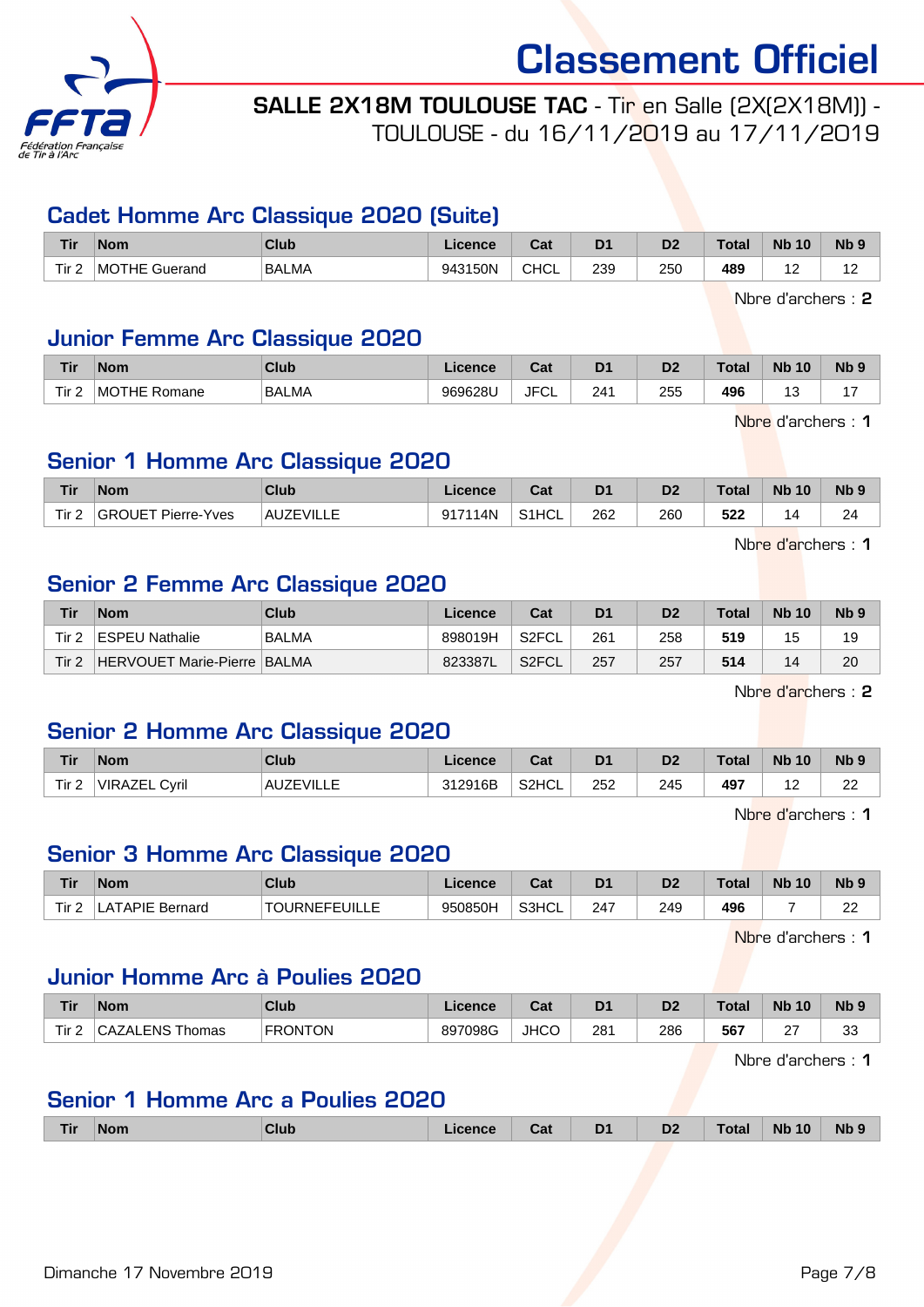# Classement Officiel

**SALLE 2X18M TOULOUSE TAC** - Tir en Salle (2X(2X18M)) - TOULOUSE - du 16/11/2019 au 17/11/2019

## Cadet Homme Arc Classique 2020 (Suite)

| Tir | Nom | Club | Licence | Cat | D1 | D2 | Total | Nb 10 | Nb 9 |
|---|---|---|---|---|---|---|---|---|---|
| Tir 2 | MOTHE Guerand | BALMA | 943150N | CHCL | 239 | 250 | **489** | 12 | 12 |

Nbre d'archers : **2**

## Junior Femme Arc Classique 2020

| Tir | Nom | Club | Licence | Cat | D1 | D2 | Total | Nb 10 | Nb 9 |
|---|---|---|---|---|---|---|---|---|---|
| Tir 2 | MOTHE Romane | BALMA | 969628U | JFCL | 241 | 255 | **496** | 13 | 17 |

Nbre d'archers : **1**

## Senior 1 Homme Arc Classique 2020

| Tir | Nom | Club | Licence | Cat | D1 | D2 | Total | Nb 10 | Nb 9 |
|---|---|---|---|---|---|---|---|---|---|
| Tir 2 | GROUET Pierre-Yves | AUZEVILLE | 917114N | S1HCL | 262 | 260 | **522** | 14 | 24 |

Nbre d'archers : **1**

## Senior 2 Femme Arc Classique 2020

| Tir | Nom | Club | Licence | Cat | D1 | D2 | Total | Nb 10 | Nb 9 |
|---|---|---|---|---|---|---|---|---|---|
| Tir 2 | ESPEU Nathalie | BALMA | 898019H | S2FCL | 261 | 258 | **519** | 15 | 19 |
| Tir 2 | HERVOUET Marie-Pierre | BALMA | 823387L | S2FCL | 257 | 257 | **514** | 14 | 20 |

Nbre d'archers : **2**

## Senior 2 Homme Arc Classique 2020

| Tir | Nom | Club | Licence | Cat | D1 | D2 | Total | Nb 10 | Nb 9 |
|---|---|---|---|---|---|---|---|---|---|
| Tir 2 | VIRAZEL Cyril | AUZEVILLE | 312916B | S2HCL | 252 | 245 | **497** | 12 | 22 |

Nbre d'archers : **1**

## Senior 3 Homme Arc Classique 2020

| Tir | Nom | Club | Licence | Cat | D1 | D2 | Total | Nb 10 | Nb 9 |
|---|---|---|---|---|---|---|---|---|---|
| Tir 2 | LATAPIE Bernard | TOURNEFEUILLE | 950850H | S3HCL | 247 | 249 | **496** | 7 | 22 |

Nbre d'archers : **1**

## Junior Homme Arc à Poulies 2020

| Tir | Nom | Club | Licence | Cat | D1 | D2 | Total | Nb 10 | Nb 9 |
|---|---|---|---|---|---|---|---|---|---|
| Tir 2 | CAZALENS Thomas | FRONTON | 897098G | JHCO | 281 | 286 | **567** | 27 | 33 |

Nbre d'archers : **1**

## Senior 1 Homme Arc a Poulies 2020

| Tir | Nom | Club | Licence | Cat | D1 | D2 | Total | Nb 10 | Nb 9 |
|---|---|---|---|---|---|---|---|---|---|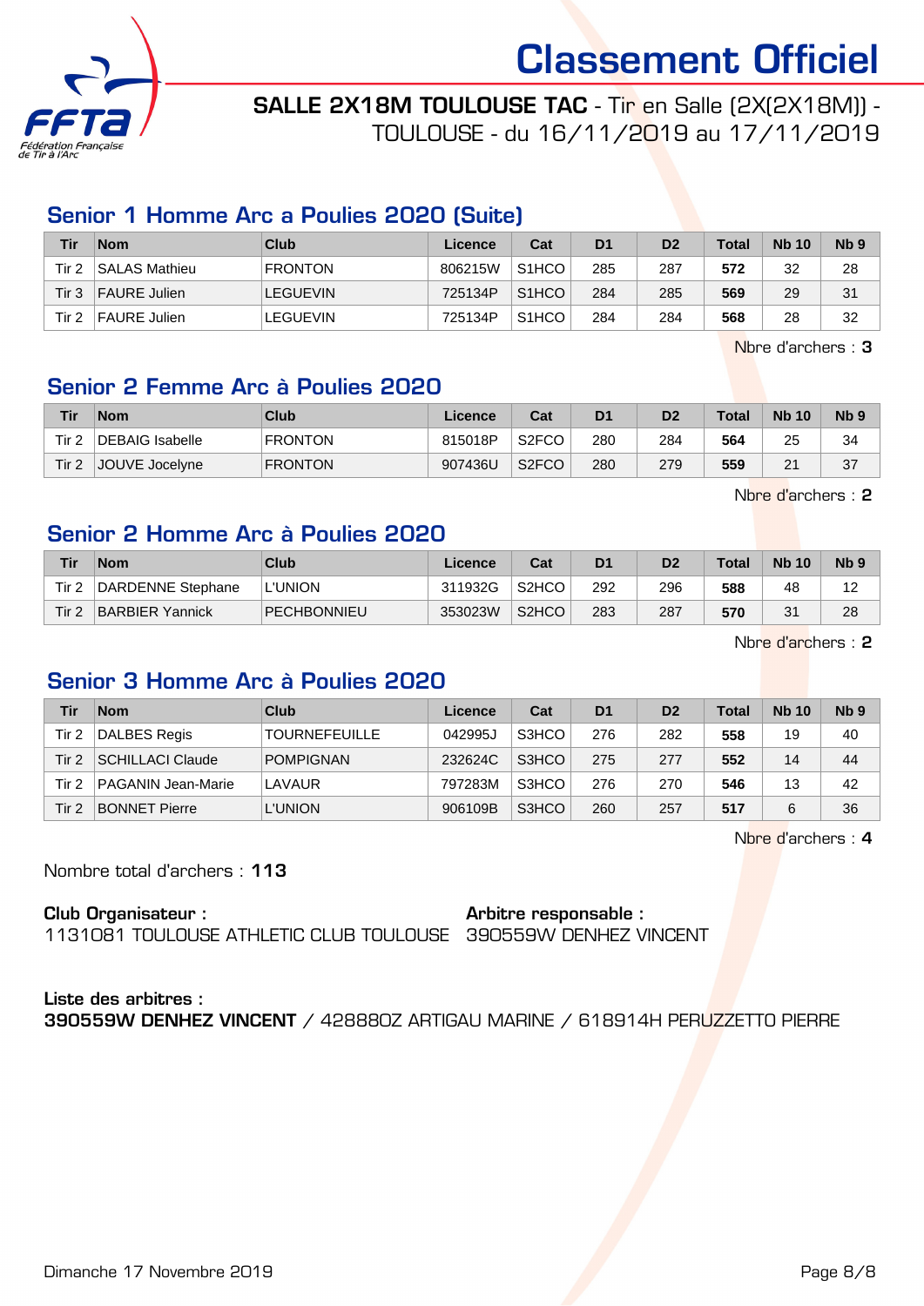# Classement Officiel

**SALLE 2X18M TOULOUSE TAC** - Tir en Salle (2X(2X18M)) - TOULOUSE - du 16/11/2019 au 17/11/2019

## Senior 1 Homme Arc a Poulies 2020 (Suite)

| Tir | Nom | Club | Licence | Cat | D1 | D2 | Total | Nb 10 | Nb 9 |
|---|---|---|---|---|---|---|---|---|---|
| Tir 2 | SALAS Mathieu | FRONTON | 806215W | S1HCO | 285 | 287 | **572** | 32 | 28 |
| Tir 3 | FAURE Julien | LEGUEVIN | 725134P | S1HCO | 284 | 285 | **569** | 29 | 31 |
| Tir 2 | FAURE Julien | LEGUEVIN | 725134P | S1HCO | 284 | 284 | **568** | 28 | 32 |

Nbre d'archers : **3**

## Senior 2 Femme Arc à Poulies 2020

| Tir | Nom | Club | Licence | Cat | D1 | D2 | Total | Nb 10 | Nb 9 |
|---|---|---|---|---|---|---|---|---|---|
| Tir 2 | DEBAIG Isabelle | FRONTON | 815018P | S2FCO | 280 | 284 | **564** | 25 | 34 |
| Tir 2 | JOUVE Jocelyne | FRONTON | 907436U | S2FCO | 280 | 279 | **559** | 21 | 37 |

Nbre d'archers : **2**

## Senior 2 Homme Arc à Poulies 2020

| Tir | Nom | Club | Licence | Cat | D1 | D2 | Total | Nb 10 | Nb 9 |
|---|---|---|---|---|---|---|---|---|---|
| Tir 2 | DARDENNE Stephane | L'UNION | 311932G | S2HCO | 292 | 296 | **588** | 48 | 12 |
| Tir 2 | BARBIER Yannick | PECHBONNIEU | 353023W | S2HCO | 283 | 287 | **570** | 31 | 28 |

Nbre d'archers : **2**

## Senior 3 Homme Arc à Poulies 2020

| Tir | Nom | Club | Licence | Cat | D1 | D2 | Total | Nb 10 | Nb 9 |
|---|---|---|---|---|---|---|---|---|---|
| Tir 2 | DALBES Regis | TOURNEFEUILLE | 042995J | S3HCO | 276 | 282 | **558** | 19 | 40 |
| Tir 2 | SCHILLACI Claude | POMPIGNAN | 232624C | S3HCO | 275 | 277 | **552** | 14 | 44 |
| Tir 2 | PAGANIN Jean-Marie | LAVAUR | 797283M | S3HCO | 276 | 270 | **546** | 13 | 42 |
| Tir 2 | BONNET Pierre | L'UNION | 906109B | S3HCO | 260 | 257 | **517** | 6 | 36 |

Nbre d'archers : **4**

Nombre total d'archers : **113**

**Club Organisateur :**
1131081 TOULOUSE ATHLETIC CLUB TOULOUSE

**Arbitre responsable :**
390559W DENHEZ VINCENT

**Liste des arbitres :**
**390559W DENHEZ VINCENT** / 428880Z ARTIGAU MARINE / 618914H PERUZZETTO PIERRE

Dimanche 17 Novembre 2019